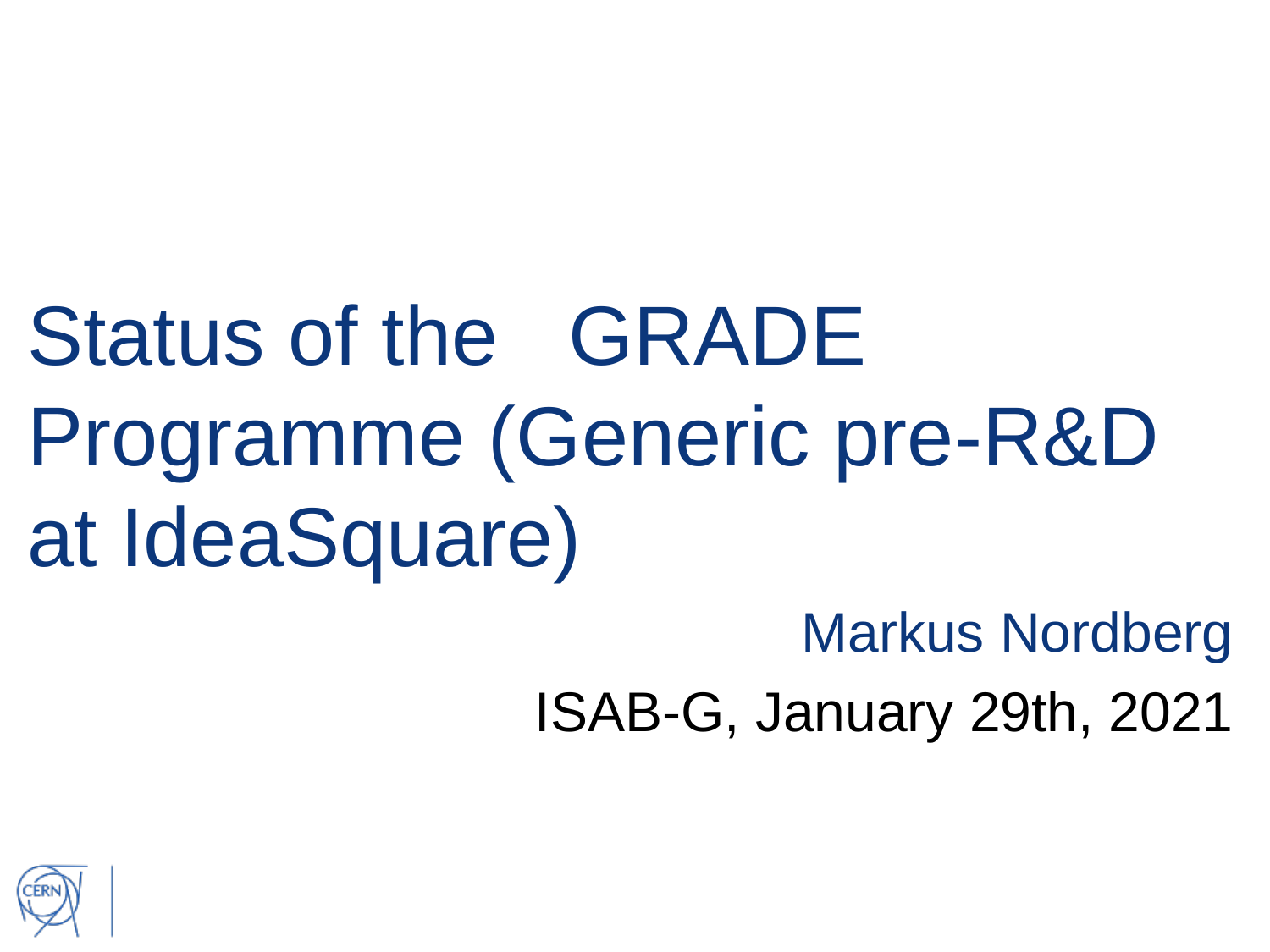# Status of the GRADE Programme (Generic pre-R&D at IdeaSquare)

Markus Nordberg

ISAB-G, January 29th, 2021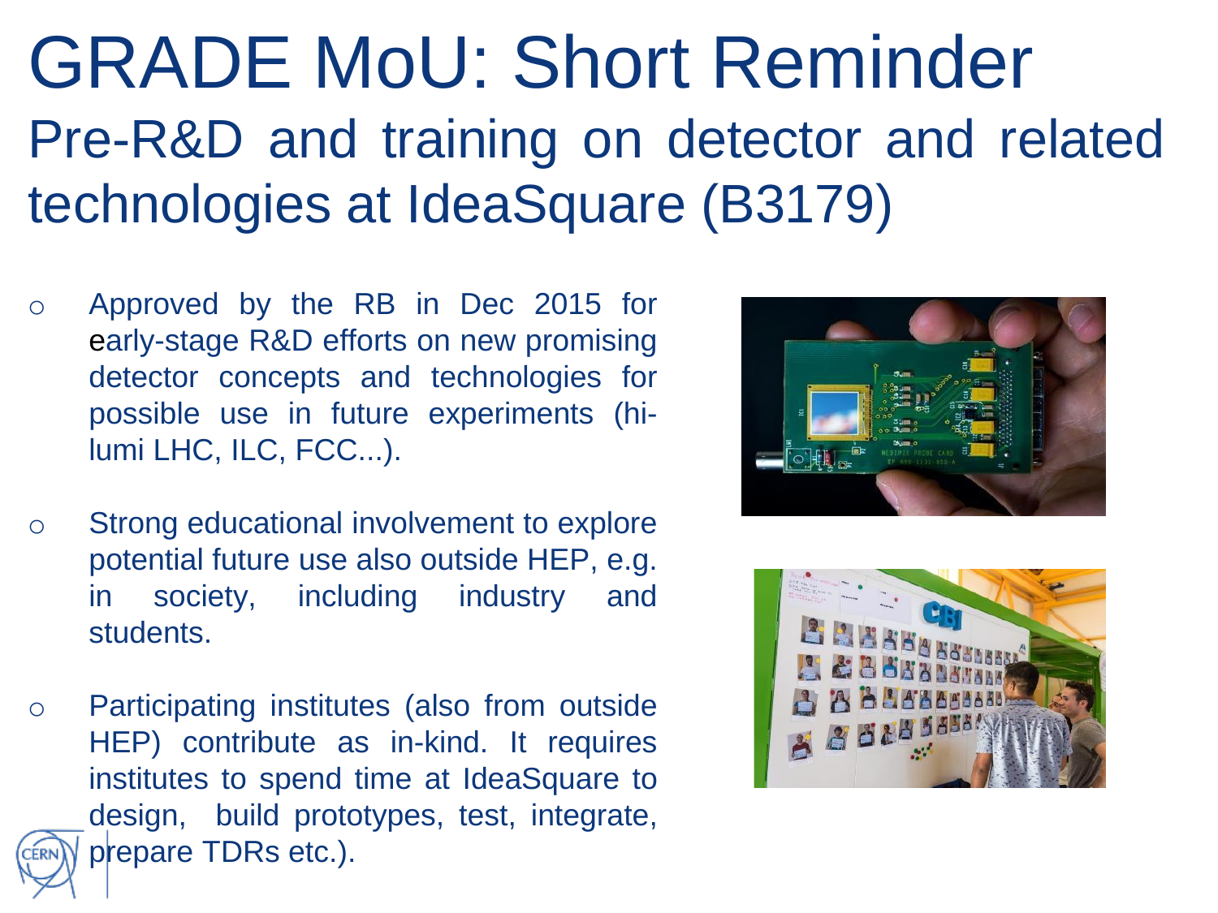# GRADE MoU: Short Reminder

## Pre-R&D and training on detector and related technologies at IdeaSquare (B3179)

- Approved by the RB in Dec 2015 for early-stage R&D efforts on new promising detector concepts and technologies for possible use in future experiments (hi-lumi LHC, ILC, FCC...).
- Strong educational involvement to explore potential future use also outside HEP, e.g. in society, including industry and students.
- Participating institutes (also from outside HEP) contribute as in-kind. It requires institutes to spend time at IdeaSquare to design, build prototypes, test, integrate, prepare TDRs etc.).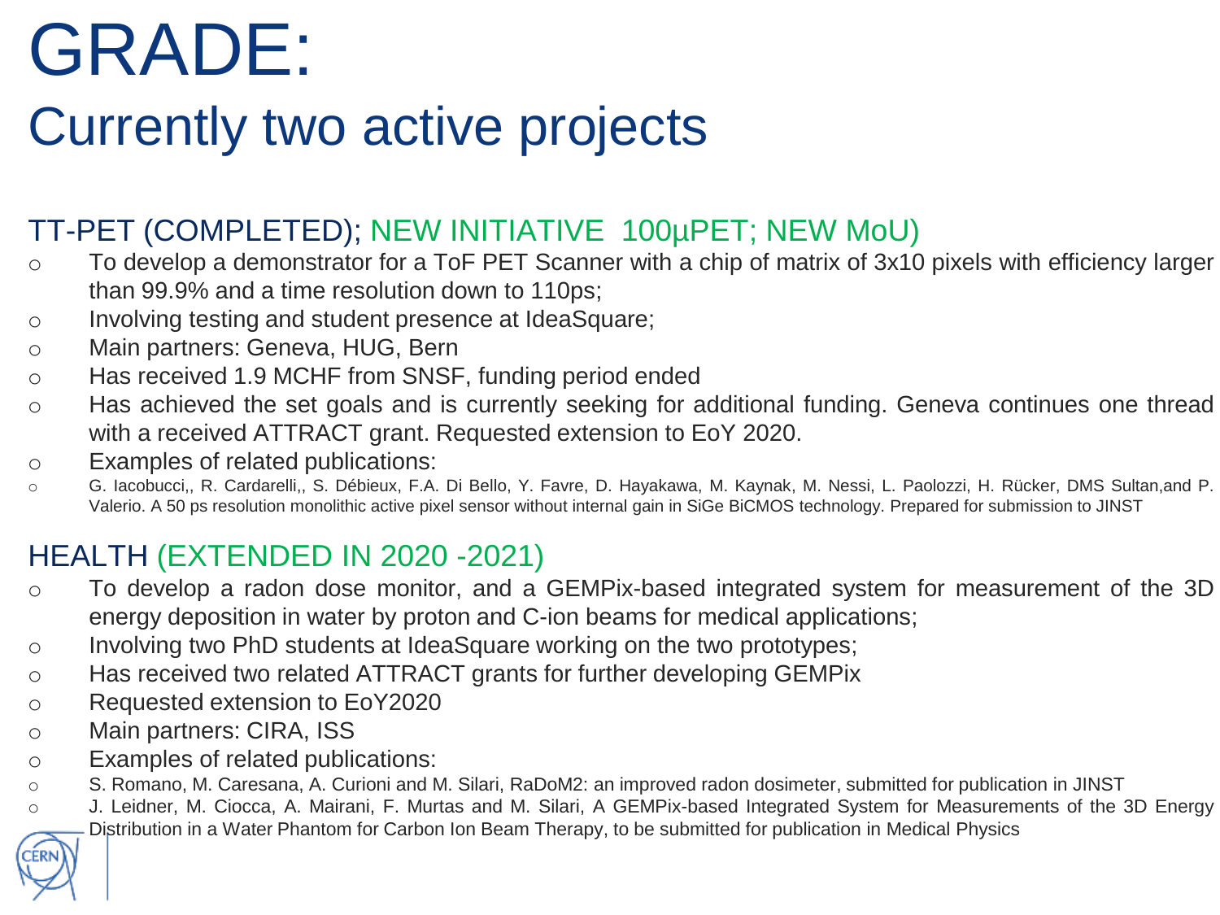# GRADE:
## Currently two active projects

### TT-PET (COMPLETED); NEW INITIATIVE 100μPET; NEW MoU)

- To develop a demonstrator for a ToF PET Scanner with a chip of matrix of 3x10 pixels with efficiency larger than 99.9% and a time resolution down to 110ps;
- Involving testing and student presence at IdeaSquare;
- Main partners: Geneva, HUG, Bern
- Has received 1.9 MCHF from SNSF, funding period ended
- Has achieved the set goals and is currently seeking for additional funding. Geneva continues one thread with a received ATTRACT grant. Requested extension to EoY 2020.
- Examples of related publications:
- G. Iacobucci,, R. Cardarelli,, S. Débieux, F.A. Di Bello, Y. Favre, D. Hayakawa, M. Kaynak, M. Nessi, L. Paolozzi, H. Rücker, DMS Sultan,and P. Valerio. A 50 ps resolution monolithic active pixel sensor without internal gain in SiGe BiCMOS technology. Prepared for submission to JINST

### HEALTH (EXTENDED IN 2020 -2021)

- To develop a radon dose monitor, and a GEMPix-based integrated system for measurement of the 3D energy deposition in water by proton and C-ion beams for medical applications;
- Involving two PhD students at IdeaSquare working on the two prototypes;
- Has received two related ATTRACT grants for further developing GEMPix
- Requested extension to EoY2020
- Main partners: CIRA, ISS
- Examples of related publications:
- S. Romano, M. Caresana, A. Curioni and M. Silari, RaDoM2: an improved radon dosimeter, submitted for publication in JINST
- J. Leidner, M. Ciocca, A. Mairani, F. Murtas and M. Silari, A GEMPix-based Integrated System for Measurements of the 3D Energy Distribution in a Water Phantom for Carbon Ion Beam Therapy, to be submitted for publication in Medical Physics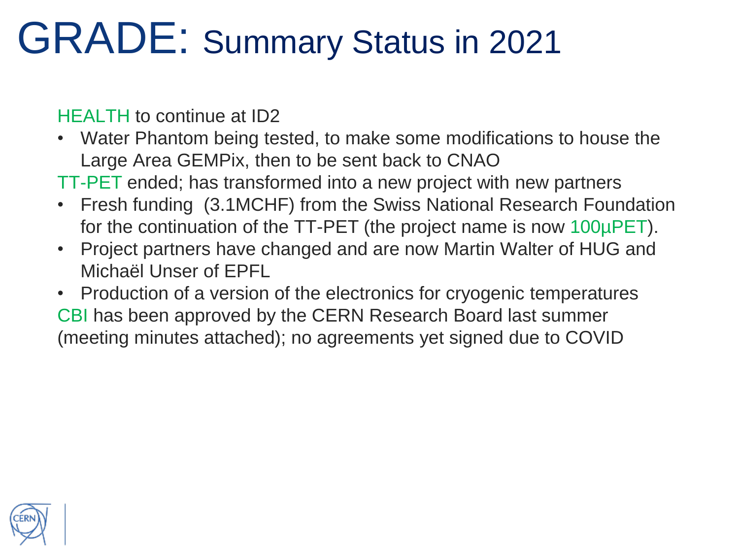# GRADE: Summary Status in 2021

HEALTH to continue at ID2

- Water Phantom being tested, to make some modifications to house the Large Area GEMPix, then to be sent back to CNAO

TT-PET ended; has transformed into a new project with new partners

- Fresh funding (3.1MCHF) from the Swiss National Research Foundation for the continuation of the TT-PET (the project name is now 100µPET).
- Project partners have changed and are now Martin Walter of HUG and Michaël Unser of EPFL
- Production of a version of the electronics for cryogenic temperatures

CBI has been approved by the CERN Research Board last summer (meeting minutes attached); no agreements yet signed due to COVID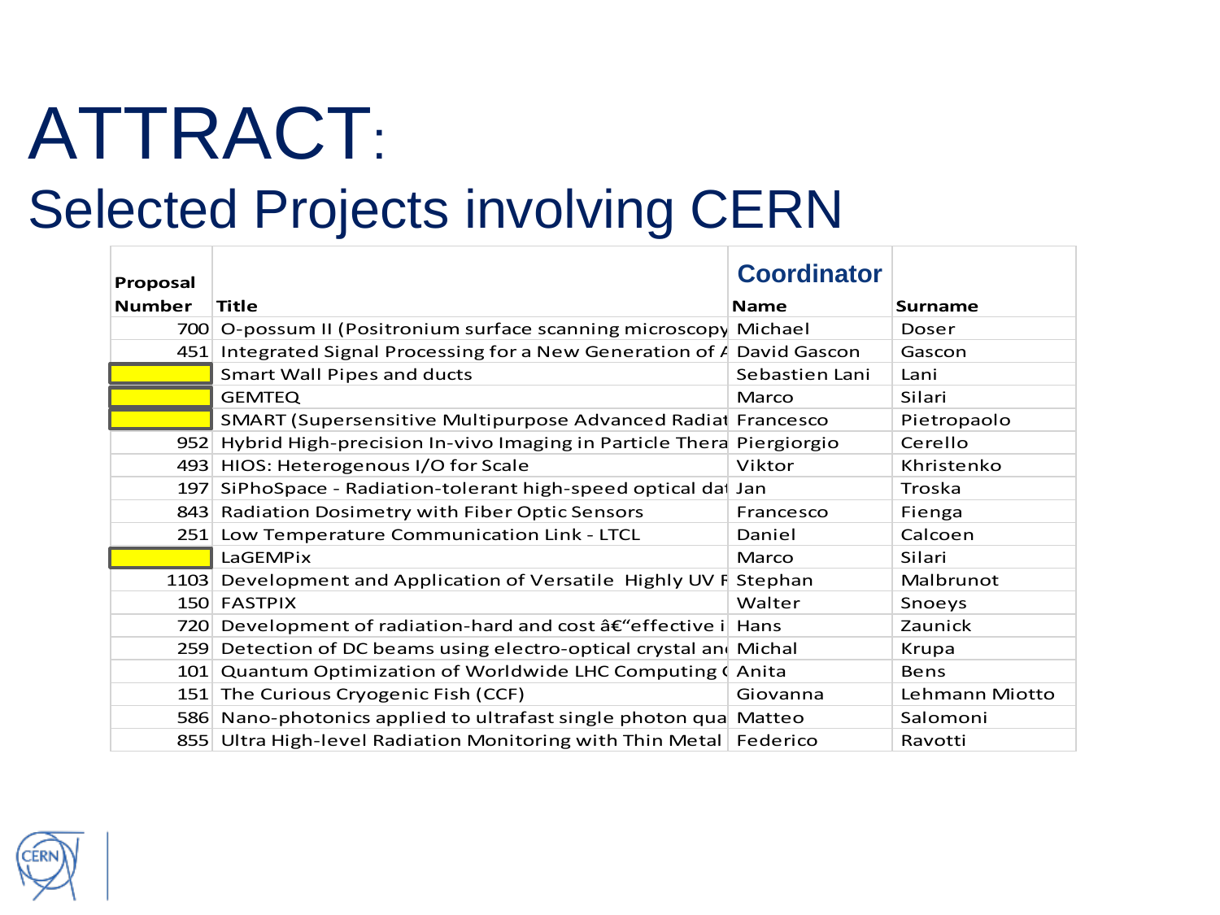# ATTRACT:

## Selected Projects involving CERN

| Proposal Number | Title | Coordinator Name | Surname |
|---|---|---|---|
| 700 | O-possum II (Positronium surface scanning microscopy | Michael | Doser |
| 451 | Integrated Signal Processing for a New Generation of A | David Gascon | Gascon |
| | Smart Wall Pipes and ducts | Sebastien Lani | Lani |
| | GEMTEQ | Marco | Silari |
| | SMART (Supersensitive Multipurpose Advanced Radiat | Francesco | Pietropaolo |
| 952 | Hybrid High-precision In-vivo Imaging in Particle Thera | Piergiorgio | Cerello |
| 493 | HIOS: Heterogenous I/O for Scale | Viktor | Khristenko |
| 197 | SiPhoSpace - Radiation-tolerant high-speed optical dat | Jan | Troska |
| 843 | Radiation Dosimetry with Fiber Optic Sensors | Francesco | Fienga |
| 251 | Low Temperature Communication Link - LTCL | Daniel | Calcoen |
| | LaGEMPix | Marco | Silari |
| 1103 | Development and Application of Versatile Highly UV F | Stephan | Malbrunot |
| 150 | FASTPIX | Walter | Snoeys |
| 720 | Development of radiation-hard and cost â€"effective i | Hans | Zaunick |
| 259 | Detection of DC beams using electro-optical crystal and | Michal | Krupa |
| 101 | Quantum Optimization of Worldwide LHC Computing ( | Anita | Bens |
| 151 | The Curious Cryogenic Fish (CCF) | Giovanna | Lehmann Miotto |
| 586 | Nano-photonics applied to ultrafast single photon qua | Matteo | Salomoni |
| 855 | Ultra High-level Radiation Monitoring with Thin Metal | Federico | Ravotti |